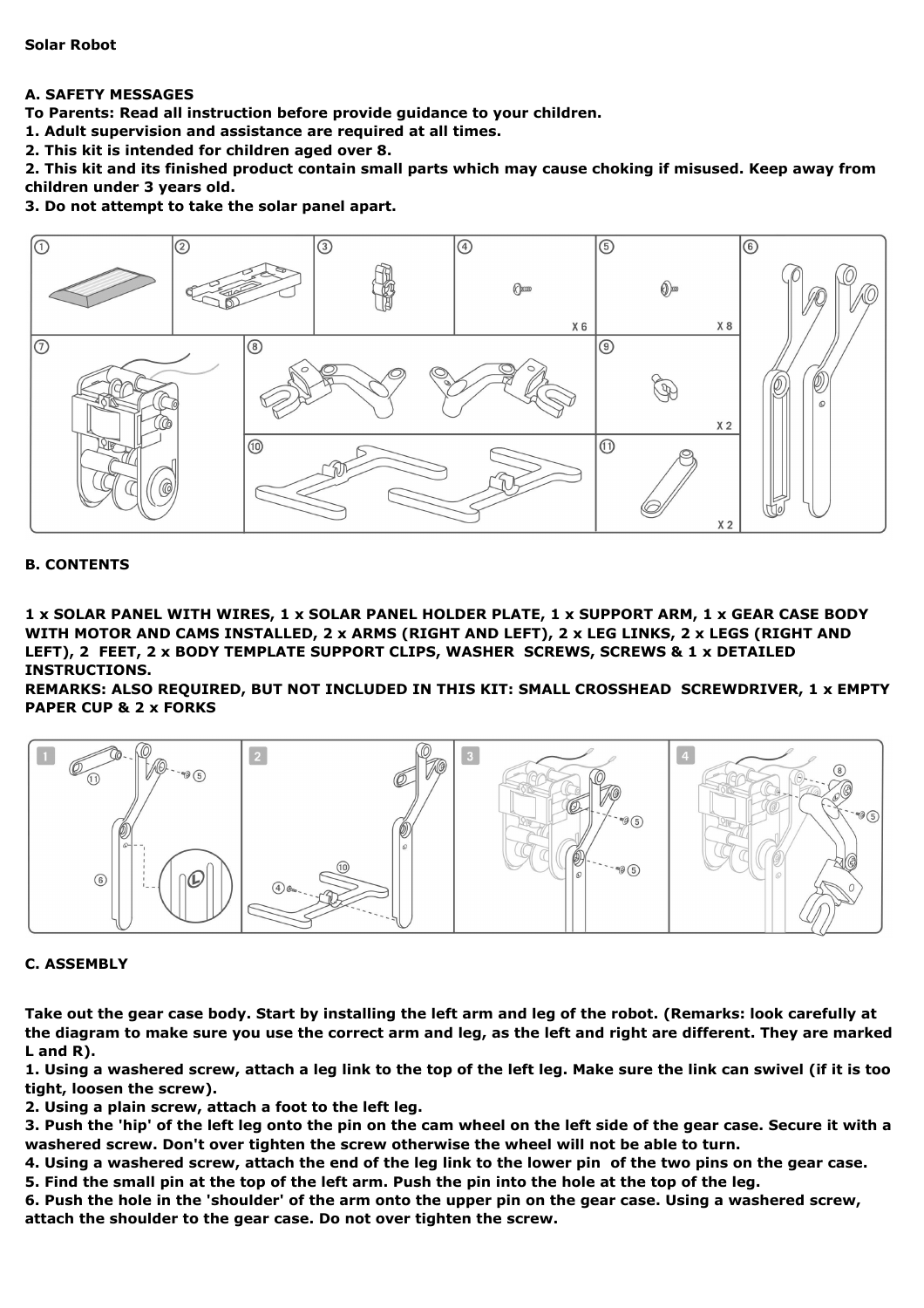**Solar Robot**

**A. SAFETY MESSAGES**

**To Parents: Read all instruction before provide guidance to your children.**

**1. Adult supervision and assistance are required at all times.**

**2. This kit is intended for children aged over 8.**

**2. This kit and its finished product contain small parts which may cause choking if misused. Keep away from children under 3 years old.**

**3. Do not attempt to take the solar panel apart.**

**B. CONTENTS**

**1 x SOLAR PANEL WITH WIRES, 1 x SOLAR PANEL HOLDER PLATE, 1 x SUPPORT ARM, 1 x GEAR CASE BODY WITH MOTOR AND CAMS INSTALLED, 2 x ARMS (RIGHT AND LEFT), 2 x LEG LINKS, 2 x LEGS (RIGHT AND LEFT), 2 FEET, 2 x BODY TEMPLATE SUPPORT CLIPS, WASHER SCREWS, SCREWS & 1 x DETAILED INSTRUCTIONS.**

**REMARKS: ALSO REQUIRED, BUT NOT INCLUDED IN THIS KIT: SMALL CROSSHEAD SCREWDRIVER, 1 x EMPTY PAPER CUP & 2 x FORKS**

**C. ASSEMBLY**

**Take out the gear case body. Start by installing the left arm and leg of the robot. (Remarks: look carefully at the diagram to make sure you use the correct arm and leg, as the left and right are different. They are marked L and R).**

**1. Using a washered screw, attach a leg link to the top of the left leg. Make sure the link can swivel (if it is too tight, loosen the screw).**

**2. Using a plain screw, attach a foot to the left leg.**

**3. Push the 'hip' of the left leg onto the pin on the cam wheel on the left side of the gear case. Secure it with a washered screw. Don't over tighten the screw otherwise the wheel will not be able to turn.**

**4. Using a washered screw, attach the end of the leg link to the lower pin of the two pins on the gear case.**

**5. Find the small pin at the top of the left arm. Push the pin into the hole at the top of the leg.**

**6. Push the hole in the 'shoulder' of the arm onto the upper pin on the gear case. Using a washered screw, attach the shoulder to the gear case. Do not over tighten the screw.**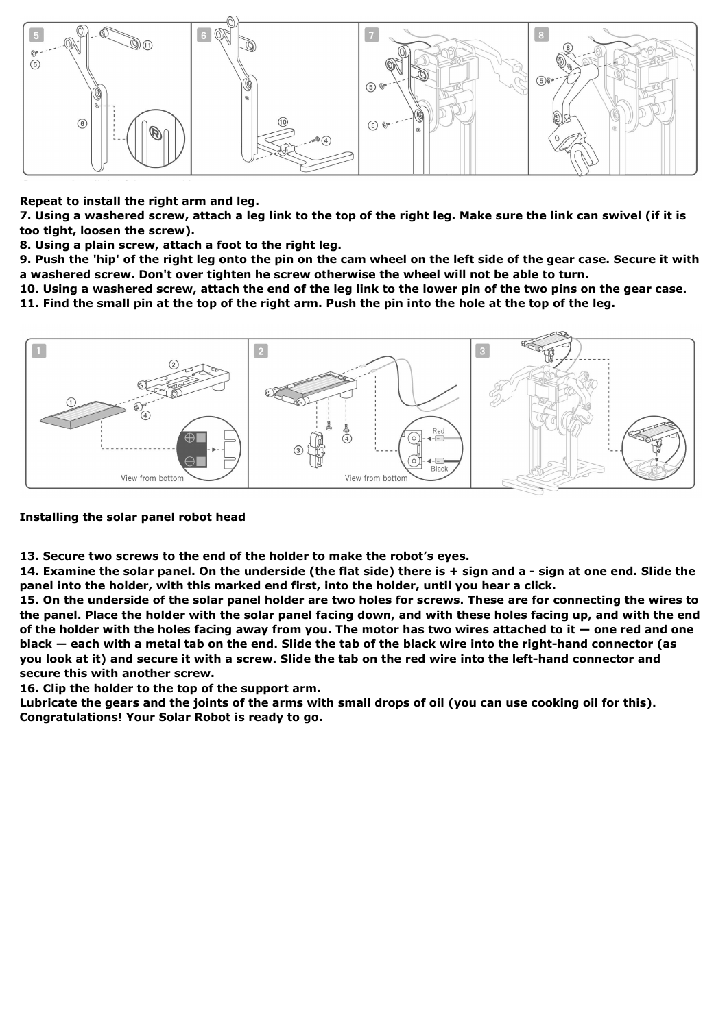**Repeat to install the right arm and leg.**

**7. Using a washered screw, attach a leg link to the top of the right leg. Make sure the link can swivel (if it is too tight, loosen the screw).**

**8. Using a plain screw, attach a foot to the right leg.**

**9. Push the 'hip' of the right leg onto the pin on the cam wheel on the left side of the gear case. Secure it with a washered screw. Don't over tighten he screw otherwise the wheel will not be able to turn.**

**10. Using a washered screw, attach the end of the leg link to the lower pin of the two pins on the gear case.**

**11. Find the small pin at the top of the right arm. Push the pin into the hole at the top of the leg.**

**Installing the solar panel robot head**

**13. Secure two screws to the end of the holder to make the robot's eyes.**

**14. Examine the solar panel. On the underside (the flat side) there is + sign and a - sign at one end. Slide the panel into the holder, with this marked end first, into the holder, until you hear a click.**

**15. On the underside of the solar panel holder are two holes for screws. These are for connecting the wires to the panel. Place the holder with the solar panel facing down, and with these holes facing up, and with the end of the holder with the holes facing away from you. The motor has two wires attached to it — one red and one black — each with a metal tab on the end. Slide the tab of the black wire into the right-hand connector (as you look at it) and secure it with a screw. Slide the tab on the red wire into the left-hand connector and secure this with another screw.**

**16. Clip the holder to the top of the support arm.**

**Lubricate the gears and the joints of the arms with small drops of oil (you can use cooking oil for this).**

**Congratulations! Your Solar Robot is ready to go.**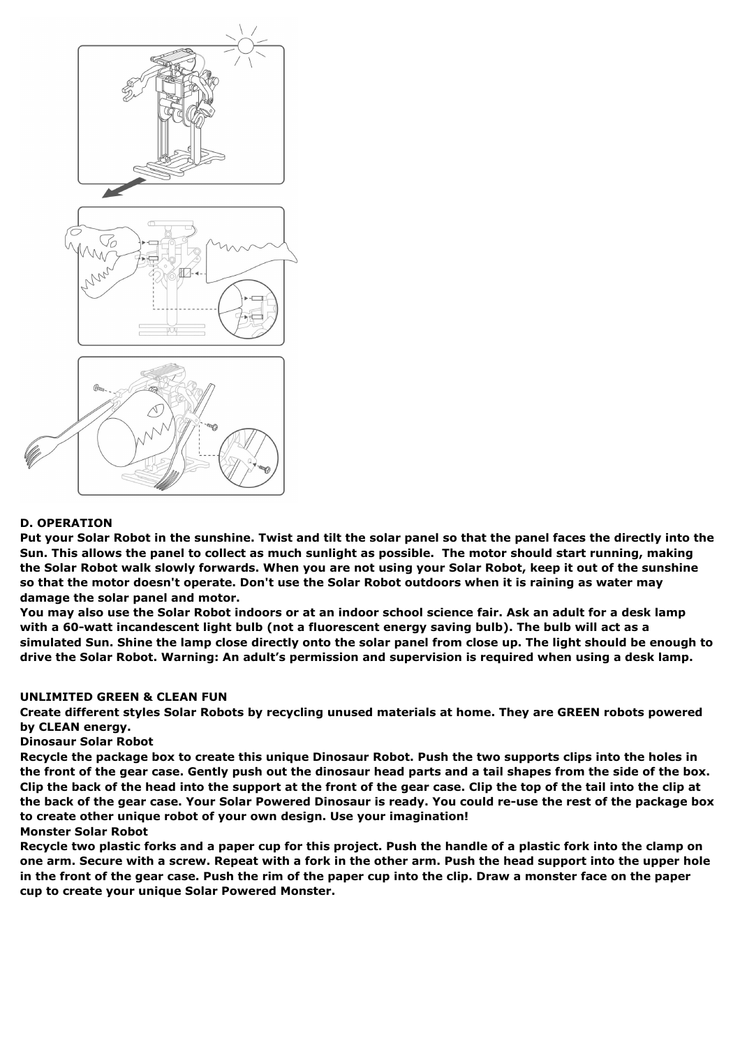**D. OPERATION**

**Put your Solar Robot in the sunshine. Twist and tilt the solar panel so that the panel faces the directly into the Sun. This allows the panel to collect as much sunlight as possible. The motor should start running, making the Solar Robot walk slowly forwards. When you are not using your Solar Robot, keep it out of the sunshine so that the motor doesn't operate. Don't use the Solar Robot outdoors when it is raining as water may damage the solar panel and motor.**

**You may also use the Solar Robot indoors or at an indoor school science fair. Ask an adult for a desk lamp with a 60-watt incandescent light bulb (not a fluorescent energy saving bulb). The bulb will act as a simulated Sun. Shine the lamp close directly onto the solar panel from close up. The light should be enough to drive the Solar Robot. Warning: An adult's permission and supervision is required when using a desk lamp.**

**UNLIMITED GREEN & CLEAN FUN**

**Create different styles Solar Robots by recycling unused materials at home. They are GREEN robots powered by CLEAN energy.**

**Dinosaur Solar Robot**

**Recycle the package box to create this unique Dinosaur Robot. Push the two supports clips into the holes in the front of the gear case. Gently push out the dinosaur head parts and a tail shapes from the side of the box. Clip the back of the head into the support at the front of the gear case. Clip the top of the tail into the clip at the back of the gear case. Your Solar Powered Dinosaur is ready. You could re-use the rest of the package box to create other unique robot of your own design. Use your imagination!**

**Monster Solar Robot**

**Recycle two plastic forks and a paper cup for this project. Push the handle of a plastic fork into the clamp on one arm. Secure with a screw. Repeat with a fork in the other arm. Push the head support into the upper hole in the front of the gear case. Push the rim of the paper cup into the clip. Draw a monster face on the paper cup to create your unique Solar Powered Monster.**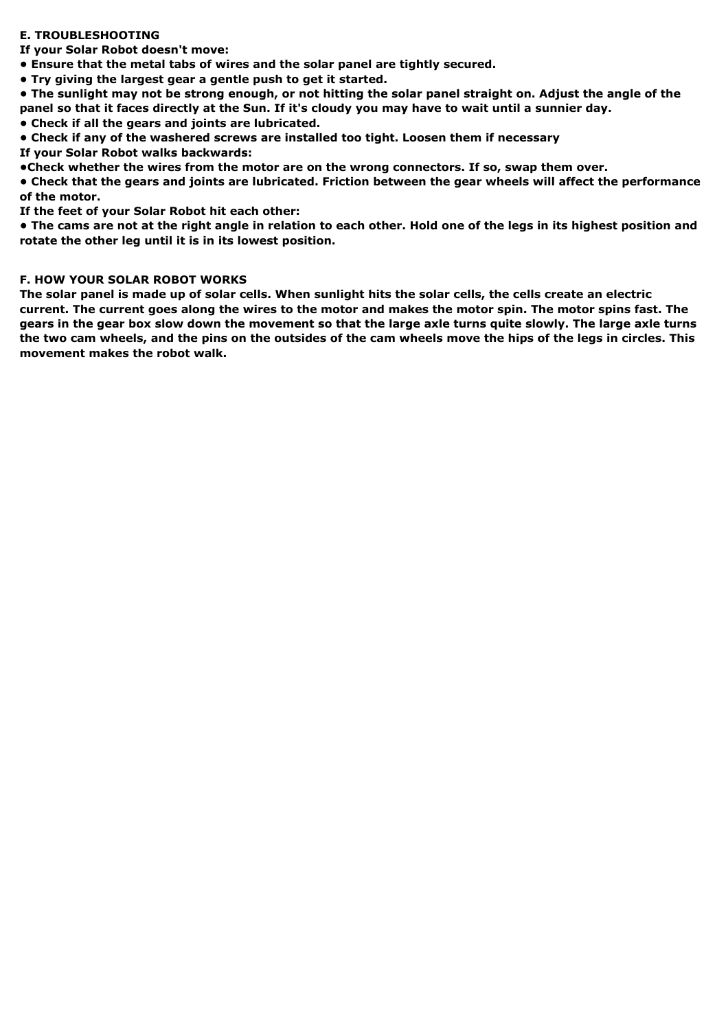## E. TROUBLESHOOTING

**If your Solar Robot doesn't move:**

- **Ensure that the metal tabs of wires and the solar panel are tightly secured.**
- **Try giving the largest gear a gentle push to get it started.**
- **The sunlight may not be strong enough, or not hitting the solar panel straight on. Adjust the angle of the panel so that it faces directly at the Sun. If it's cloudy you may have to wait until a sunnier day.**
- **Check if all the gears and joints are lubricated.**
- **Check if any of the washered screws are installed too tight. Loosen them if necessary**

**If your Solar Robot walks backwards:**

- **Check whether the wires from the motor are on the wrong connectors. If so, swap them over.**
- **Check that the gears and joints are lubricated. Friction between the gear wheels will affect the performance of the motor.**

**If the feet of your Solar Robot hit each other:**

- **The cams are not at the right angle in relation to each other. Hold one of the legs in its highest position and rotate the other leg until it is in its lowest position.**

## F. HOW YOUR SOLAR ROBOT WORKS

**The solar panel is made up of solar cells. When sunlight hits the solar cells, the cells create an electric current. The current goes along the wires to the motor and makes the motor spin. The motor spins fast. The gears in the gear box slow down the movement so that the large axle turns quite slowly. The large axle turns the two cam wheels, and the pins on the outsides of the cam wheels move the hips of the legs in circles. This movement makes the robot walk.**